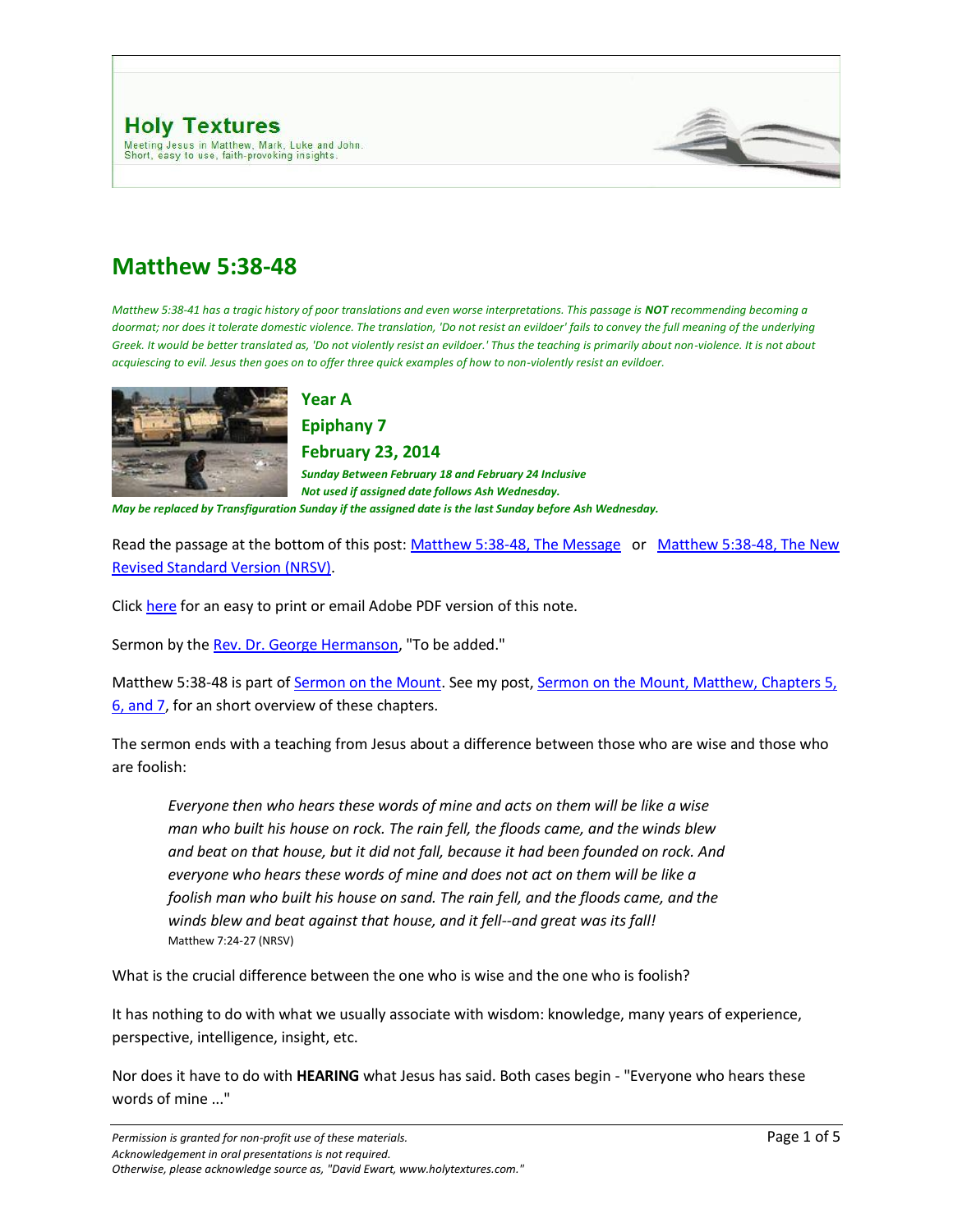# Holy Textures

Meeting Jesus in Matthew, Mark, Luke and John.
Short, easy to use, faith-provoking insights.

# Matthew 5:38-48

*Matthew 5:38-41 has a tragic history of poor translations and even worse interpretations. This passage is **NOT** recommending becoming a doormat; nor does it tolerate domestic violence. The translation, 'Do not resist an evildoer' fails to convey the full meaning of the underlying Greek. It would be better translated as, 'Do not violently resist an evildoer.' Thus the teaching is primarily about non-violence. It is not about acquiescing to evil. Jesus then goes on to offer three quick examples of how to non-violently resist an evildoer.*

### Year A
### Epiphany 7
### February 23, 2014

***Sunday Between February 18 and February 24 Inclusive***
***Not used if assigned date follows Ash Wednesday.***
***May be replaced by Transfiguration Sunday if the assigned date is the last Sunday before Ash Wednesday.***

Read the passage at the bottom of this post: Matthew 5:38-48, The Message or Matthew 5:38-48, The New Revised Standard Version (NRSV).

Click here for an easy to print or email Adobe PDF version of this note.

Sermon by the Rev. Dr. George Hermanson, "To be added."

Matthew 5:38-48 is part of Sermon on the Mount. See my post, Sermon on the Mount, Matthew, Chapters 5, 6, and 7, for an short overview of these chapters.

The sermon ends with a teaching from Jesus about a difference between those who are wise and those who are foolish:

> *Everyone then who hears these words of mine and acts on them will be like a wise man who built his house on rock. The rain fell, the floods came, and the winds blew and beat on that house, but it did not fall, because it had been founded on rock. And everyone who hears these words of mine and does not act on them will be like a foolish man who built his house on sand. The rain fell, and the floods came, and the winds blew and beat against that house, and it fell--and great was its fall!*
> Matthew 7:24-27 (NRSV)

What is the crucial difference between the one who is wise and the one who is foolish?

It has nothing to do with what we usually associate with wisdom: knowledge, many years of experience, perspective, intelligence, insight, etc.

Nor does it have to do with **HEARING** what Jesus has said. Both cases begin - "Everyone who hears these words of mine ..."

*Permission is granted for non-profit use of these materials.*
*Acknowledgement in oral presentations is not required.*
*Otherwise, please acknowledge source as, "David Ewart, www.holytextures.com."*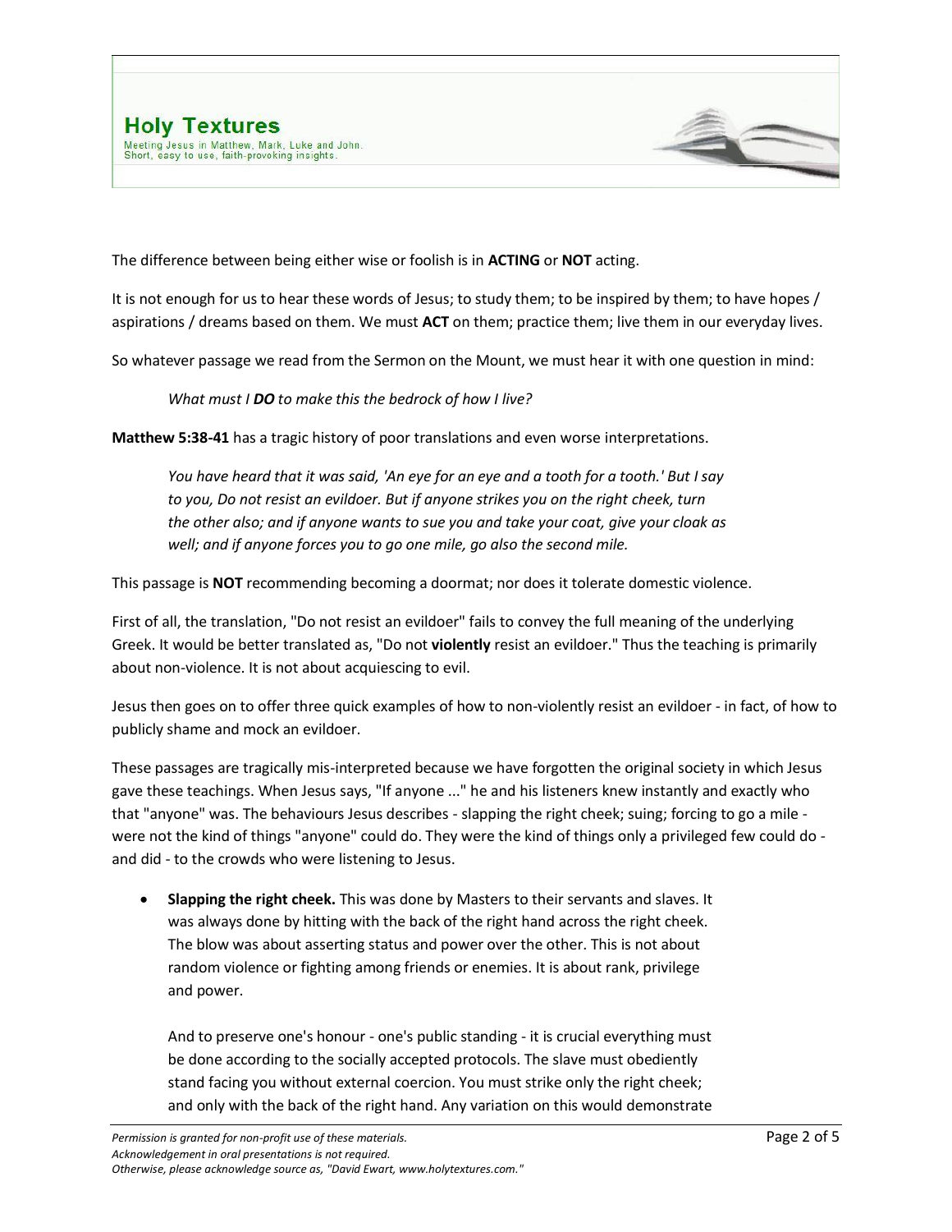The difference between being either wise or foolish is in **ACTING** or **NOT** acting.

It is not enough for us to hear these words of Jesus; to study them; to be inspired by them; to have hopes / aspirations / dreams based on them. We must **ACT** on them; practice them; live them in our everyday lives.

So whatever passage we read from the Sermon on the Mount, we must hear it with one question in mind:

> *What must I **DO** to make this the bedrock of how I live?*

**Matthew 5:38-41** has a tragic history of poor translations and even worse interpretations.

> *You have heard that it was said, 'An eye for an eye and a tooth for a tooth.' But I say to you, Do not resist an evildoer. But if anyone strikes you on the right cheek, turn the other also; and if anyone wants to sue you and take your coat, give your cloak as well; and if anyone forces you to go one mile, go also the second mile.*

This passage is **NOT** recommending becoming a doormat; nor does it tolerate domestic violence.

First of all, the translation, "Do not resist an evildoer" fails to convey the full meaning of the underlying Greek. It would be better translated as, "Do not **violently** resist an evildoer." Thus the teaching is primarily about non-violence. It is not about acquiescing to evil.

Jesus then goes on to offer three quick examples of how to non-violently resist an evildoer - in fact, of how to publicly shame and mock an evildoer.

These passages are tragically mis-interpreted because we have forgotten the original society in which Jesus gave these teachings. When Jesus says, "If anyone ..." he and his listeners knew instantly and exactly who that "anyone" was. The behaviours Jesus describes - slapping the right cheek; suing; forcing to go a mile - were not the kind of things "anyone" could do. They were the kind of things only a privileged few could do - and did - to the crowds who were listening to Jesus.

- **Slapping the right cheek.** This was done by Masters to their servants and slaves. It was always done by hitting with the back of the right hand across the right cheek. The blow was about asserting status and power over the other. This is not about random violence or fighting among friends or enemies. It is about rank, privilege and power.

  And to preserve one's honour - one's public standing - it is crucial everything must be done according to the socially accepted protocols. The slave must obediently stand facing you without external coercion. You must strike only the right cheek; and only with the back of the right hand. Any variation on this would demonstrate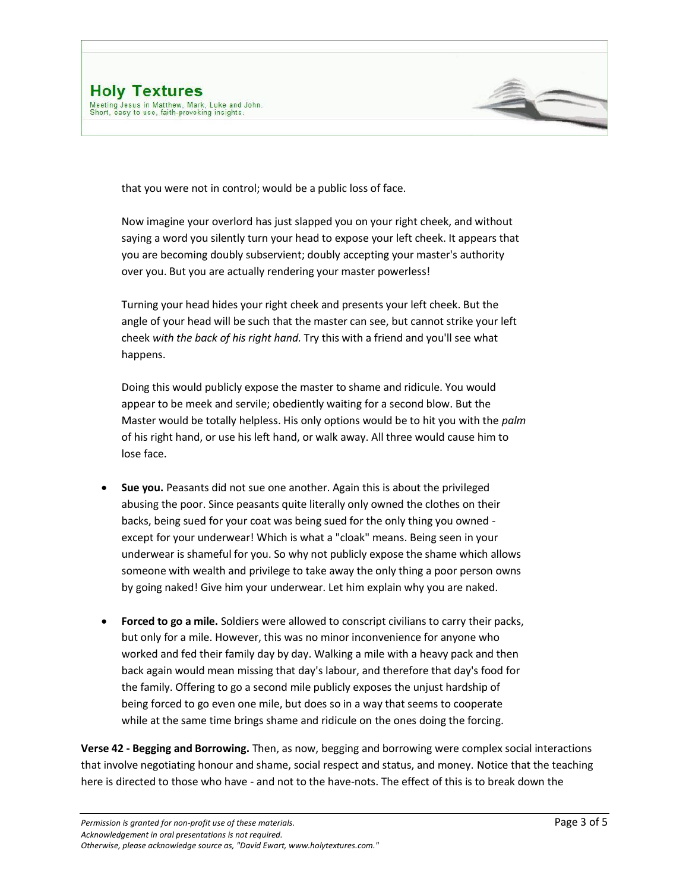that you were not in control; would be a public loss of face.

Now imagine your overlord has just slapped you on your right cheek, and without saying a word you silently turn your head to expose your left cheek. It appears that you are becoming doubly subservient; doubly accepting your master's authority over you. But you are actually rendering your master powerless!

Turning your head hides your right cheek and presents your left cheek. But the angle of your head will be such that the master can see, but cannot strike your left cheek *with the back of his right hand.* Try this with a friend and you'll see what happens.

Doing this would publicly expose the master to shame and ridicule. You would appear to be meek and servile; obediently waiting for a second blow. But the Master would be totally helpless. His only options would be to hit you with the *palm* of his right hand, or use his left hand, or walk away. All three would cause him to lose face.

- **Sue you.** Peasants did not sue one another. Again this is about the privileged abusing the poor. Since peasants quite literally only owned the clothes on their backs, being sued for your coat was being sued for the only thing you owned - except for your underwear! Which is what a "cloak" means. Being seen in your underwear is shameful for you. So why not publicly expose the shame which allows someone with wealth and privilege to take away the only thing a poor person owns by going naked! Give him your underwear. Let him explain why you are naked.

- **Forced to go a mile.** Soldiers were allowed to conscript civilians to carry their packs, but only for a mile. However, this was no minor inconvenience for anyone who worked and fed their family day by day. Walking a mile with a heavy pack and then back again would mean missing that day's labour, and therefore that day's food for the family. Offering to go a second mile publicly exposes the unjust hardship of being forced to go even one mile, but does so in a way that seems to cooperate while at the same time brings shame and ridicule on the ones doing the forcing.

**Verse 42 - Begging and Borrowing.** Then, as now, begging and borrowing were complex social interactions that involve negotiating honour and shame, social respect and status, and money. Notice that the teaching here is directed to those who have - and not to the have-nots. The effect of this is to break down the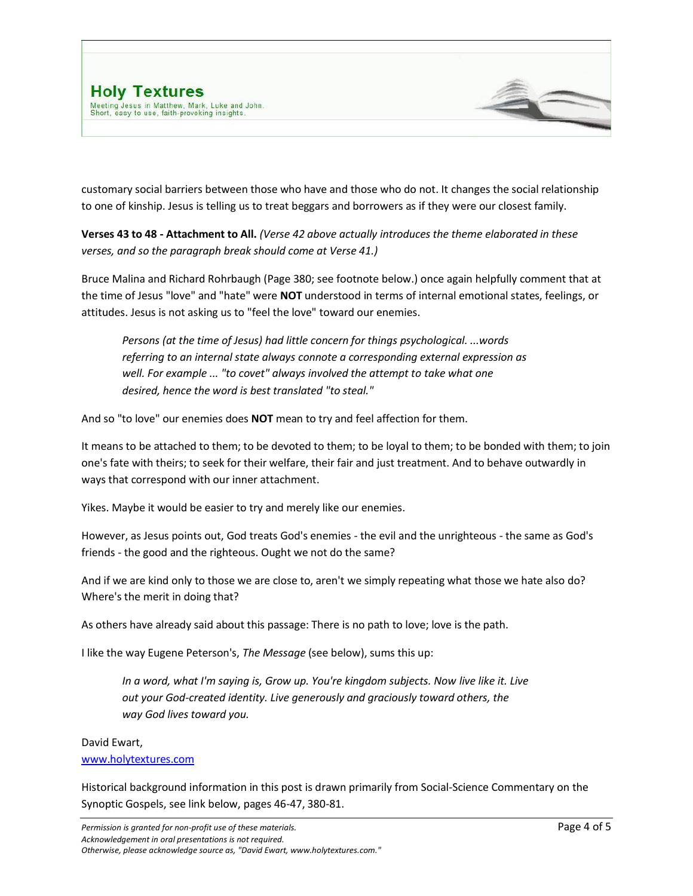customary social barriers between those who have and those who do not. It changes the social relationship to one of kinship. Jesus is telling us to treat beggars and borrowers as if they were our closest family.

**Verses 43 to 48 - Attachment to All.** *(Verse 42 above actually introduces the theme elaborated in these verses, and so the paragraph break should come at Verse 41.)*

Bruce Malina and Richard Rohrbaugh (Page 380; see footnote below.) once again helpfully comment that at the time of Jesus "love" and "hate" were **NOT** understood in terms of internal emotional states, feelings, or attitudes. Jesus is not asking us to "feel the love" toward our enemies.

> *Persons (at the time of Jesus) had little concern for things psychological. ...words referring to an internal state always connote a corresponding external expression as well. For example ... "to covet" always involved the attempt to take what one desired, hence the word is best translated "to steal."*

And so "to love" our enemies does **NOT** mean to try and feel affection for them.

It means to be attached to them; to be devoted to them; to be loyal to them; to be bonded with them; to join one's fate with theirs; to seek for their welfare, their fair and just treatment. And to behave outwardly in ways that correspond with our inner attachment.

Yikes. Maybe it would be easier to try and merely like our enemies.

However, as Jesus points out, God treats God's enemies - the evil and the unrighteous - the same as God's friends - the good and the righteous. Ought we not do the same?

And if we are kind only to those we are close to, aren't we simply repeating what those we hate also do? Where's the merit in doing that?

As others have already said about this passage: There is no path to love; love is the path.

I like the way Eugene Peterson's, *The Message* (see below), sums this up:

> *In a word, what I'm saying is, Grow up. You're kingdom subjects. Now live like it. Live out your God-created identity. Live generously and graciously toward others, the way God lives toward you.*

David Ewart,
www.holytextures.com

Historical background information in this post is drawn primarily from Social-Science Commentary on the Synoptic Gospels, see link below, pages 46-47, 380-81.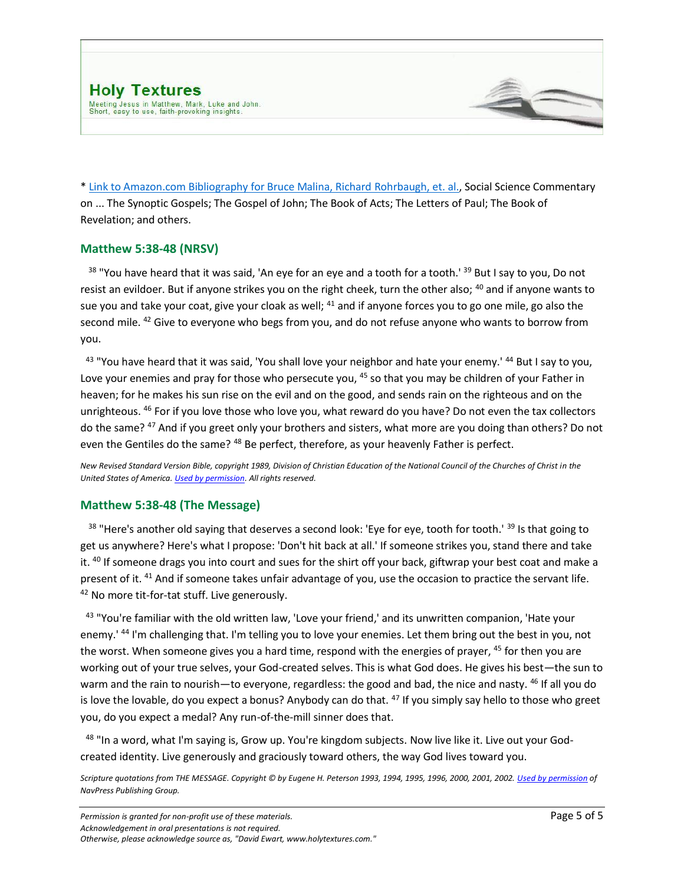\* [Link to Amazon.com Bibliography for Bruce Malina, Richard Rohrbaugh, et. al.](), Social Science Commentary on ... The Synoptic Gospels; The Gospel of John; The Book of Acts; The Letters of Paul; The Book of Revelation; and others.

## Matthew 5:38-48 (NRSV)

[38] "You have heard that it was said, 'An eye for an eye and a tooth for a tooth.' [39] But I say to you, Do not resist an evildoer. But if anyone strikes you on the right cheek, turn the other also; [40] and if anyone wants to sue you and take your coat, give your cloak as well; [41] and if anyone forces you to go one mile, go also the second mile. [42] Give to everyone who begs from you, and do not refuse anyone who wants to borrow from you.

[43] "You have heard that it was said, 'You shall love your neighbor and hate your enemy.' [44] But I say to you, Love your enemies and pray for those who persecute you, [45] so that you may be children of your Father in heaven; for he makes his sun rise on the evil and on the good, and sends rain on the righteous and on the unrighteous. [46] For if you love those who love you, what reward do you have? Do not even the tax collectors do the same? [47] And if you greet only your brothers and sisters, what more are you doing than others? Do not even the Gentiles do the same? [48] Be perfect, therefore, as your heavenly Father is perfect.

*New Revised Standard Version Bible, copyright 1989, Division of Christian Education of the National Council of the Churches of Christ in the United States of America. [Used by permission](). All rights reserved.*

## Matthew 5:38-48 (The Message)

[38] "Here's another old saying that deserves a second look: 'Eye for eye, tooth for tooth.' [39] Is that going to get us anywhere? Here's what I propose: 'Don't hit back at all.' If someone strikes you, stand there and take it. [40] If someone drags you into court and sues for the shirt off your back, giftwrap your best coat and make a present of it. [41] And if someone takes unfair advantage of you, use the occasion to practice the servant life. [42] No more tit-for-tat stuff. Live generously.

[43] "You're familiar with the old written law, 'Love your friend,' and its unwritten companion, 'Hate your enemy.' [44] I'm challenging that. I'm telling you to love your enemies. Let them bring out the best in you, not the worst. When someone gives you a hard time, respond with the energies of prayer, [45] for then you are working out of your true selves, your God-created selves. This is what God does. He gives his best—the sun to warm and the rain to nourish—to everyone, regardless: the good and bad, the nice and nasty. [46] If all you do is love the lovable, do you expect a bonus? Anybody can do that. [47] If you simply say hello to those who greet you, do you expect a medal? Any run-of-the-mill sinner does that.

[48] "In a word, what I'm saying is, Grow up. You're kingdom subjects. Now live like it. Live out your God-created identity. Live generously and graciously toward others, the way God lives toward you.

*Scripture quotations from THE MESSAGE. Copyright © by Eugene H. Peterson 1993, 1994, 1995, 1996, 2000, 2001, 2002. [Used by permission]() of NavPress Publishing Group.*

*Permission is granted for non-profit use of these materials.*
*Acknowledgement in oral presentations is not required.*
*Otherwise, please acknowledge source as, "David Ewart, www.holytextures.com."*